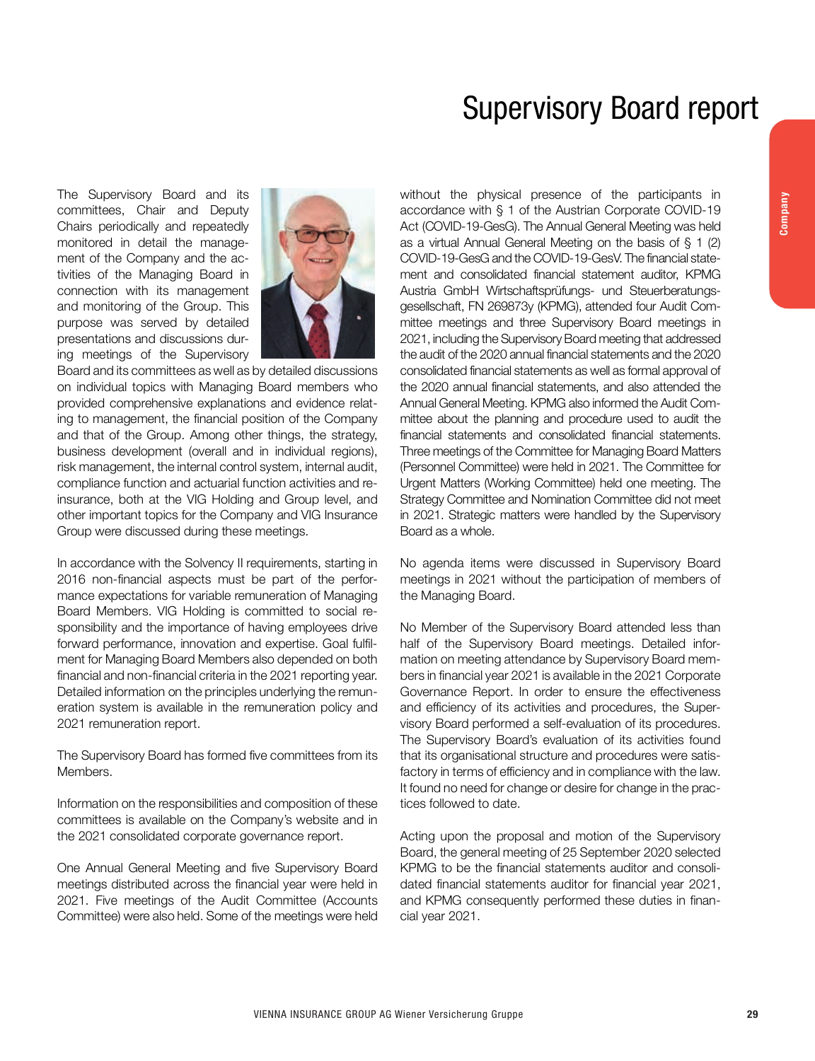# Supervisory Board report

The Supervisory Board and its committees, Chair and Deputy Chairs periodically and repeatedly monitored in detail the management of the Company and the activities of the Managing Board in connection with its management and monitoring of the Group. This purpose was served by detailed presentations and discussions during meetings of the Supervisory Board and its committees as well as by detailed discussions on individual topics with Managing Board members who provided comprehensive explanations and evidence relating to management, the financial position of the Company and that of the Group. Among other things, the strategy, business development (overall and in individual regions), risk management, the internal control system, internal audit, compliance function and actuarial function activities and reinsurance, both at the VIG Holding and Group level, and other important topics for the Company and VIG Insurance Group were discussed during these meetings.

In accordance with the Solvency II requirements, starting in 2016 non-financial aspects must be part of the performance expectations for variable remuneration of Managing Board Members. VIG Holding is committed to social responsibility and the importance of having employees drive forward performance, innovation and expertise. Goal fulfilment for Managing Board Members also depended on both financial and non-financial criteria in the 2021 reporting year. Detailed information on the principles underlying the remuneration system is available in the remuneration policy and 2021 remuneration report.

The Supervisory Board has formed five committees from its Members.

Information on the responsibilities and composition of these committees is available on the Company's website and in the 2021 consolidated corporate governance report.

One Annual General Meeting and five Supervisory Board meetings distributed across the financial year were held in 2021. Five meetings of the Audit Committee (Accounts Committee) were also held. Some of the meetings were held without the physical presence of the participants in accordance with § 1 of the Austrian Corporate COVID-19 Act (COVID-19-GesG). The Annual General Meeting was held as a virtual Annual General Meeting on the basis of § 1 (2) COVID-19-GesG and the COVID-19-GesV. The financial statement and consolidated financial statement auditor, KPMG Austria GmbH Wirtschaftsprüfungs- und Steuerberatungsgesellschaft, FN 269873y (KPMG), attended four Audit Committee meetings and three Supervisory Board meetings in 2021, including the Supervisory Board meeting that addressed the audit of the 2020 annual financial statements and the 2020 consolidated financial statements as well as formal approval of the 2020 annual financial statements, and also attended the Annual General Meeting. KPMG also informed the Audit Committee about the planning and procedure used to audit the financial statements and consolidated financial statements. Three meetings of the Committee for Managing Board Matters (Personnel Committee) were held in 2021. The Committee for Urgent Matters (Working Committee) held one meeting. The Strategy Committee and Nomination Committee did not meet in 2021. Strategic matters were handled by the Supervisory Board as a whole.

No agenda items were discussed in Supervisory Board meetings in 2021 without the participation of members of the Managing Board.

No Member of the Supervisory Board attended less than half of the Supervisory Board meetings. Detailed information on meeting attendance by Supervisory Board members in financial year 2021 is available in the 2021 Corporate Governance Report. In order to ensure the effectiveness and efficiency of its activities and procedures, the Supervisory Board performed a self-evaluation of its procedures. The Supervisory Board's evaluation of its activities found that its organisational structure and procedures were satisfactory in terms of efficiency and in compliance with the law. It found no need for change or desire for change in the practices followed to date.

Acting upon the proposal and motion of the Supervisory Board, the general meeting of 25 September 2020 selected KPMG to be the financial statements auditor and consolidated financial statements auditor for financial year 2021, and KPMG consequently performed these duties in financial year 2021.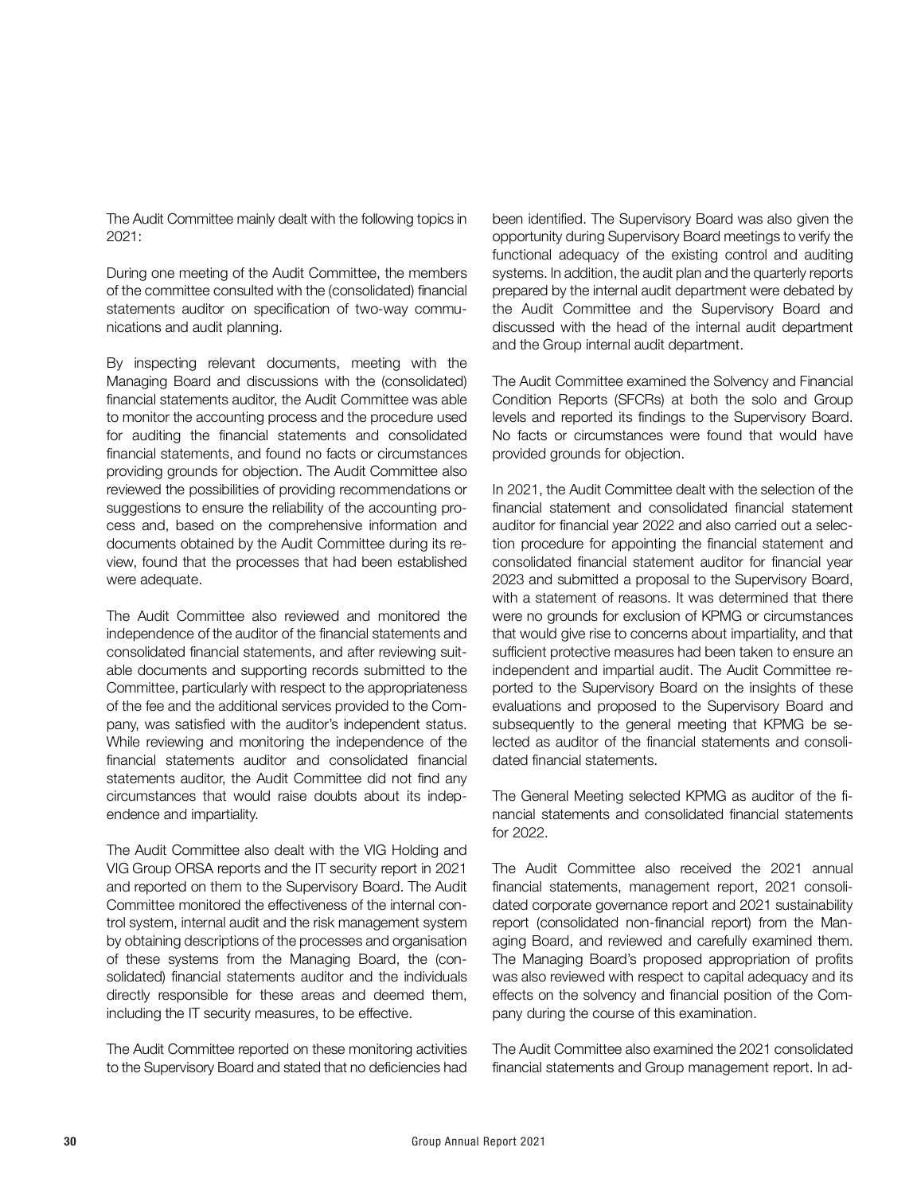The Audit Committee mainly dealt with the following topics in 2021:

During one meeting of the Audit Committee, the members of the committee consulted with the (consolidated) financial statements auditor on specification of two-way communications and audit planning.

By inspecting relevant documents, meeting with the Managing Board and discussions with the (consolidated) financial statements auditor, the Audit Committee was able to monitor the accounting process and the procedure used for auditing the financial statements and consolidated financial statements, and found no facts or circumstances providing grounds for objection. The Audit Committee also reviewed the possibilities of providing recommendations or suggestions to ensure the reliability of the accounting process and, based on the comprehensive information and documents obtained by the Audit Committee during its review, found that the processes that had been established were adequate.

The Audit Committee also reviewed and monitored the independence of the auditor of the financial statements and consolidated financial statements, and after reviewing suitable documents and supporting records submitted to the Committee, particularly with respect to the appropriateness of the fee and the additional services provided to the Company, was satisfied with the auditor's independent status. While reviewing and monitoring the independence of the financial statements auditor and consolidated financial statements auditor, the Audit Committee did not find any circumstances that would raise doubts about its independence and impartiality.

The Audit Committee also dealt with the VIG Holding and VIG Group ORSA reports and the IT security report in 2021 and reported on them to the Supervisory Board. The Audit Committee monitored the effectiveness of the internal control system, internal audit and the risk management system by obtaining descriptions of the processes and organisation of these systems from the Managing Board, the (consolidated) financial statements auditor and the individuals directly responsible for these areas and deemed them, including the IT security measures, to be effective.

The Audit Committee reported on these monitoring activities to the Supervisory Board and stated that no deficiencies had been identified. The Supervisory Board was also given the opportunity during Supervisory Board meetings to verify the functional adequacy of the existing control and auditing systems. In addition, the audit plan and the quarterly reports prepared by the internal audit department were debated by the Audit Committee and the Supervisory Board and discussed with the head of the internal audit department and the Group internal audit department.

The Audit Committee examined the Solvency and Financial Condition Reports (SFCRs) at both the solo and Group levels and reported its findings to the Supervisory Board. No facts or circumstances were found that would have provided grounds for objection.

In 2021, the Audit Committee dealt with the selection of the financial statement and consolidated financial statement auditor for financial year 2022 and also carried out a selection procedure for appointing the financial statement and consolidated financial statement auditor for financial year 2023 and submitted a proposal to the Supervisory Board, with a statement of reasons. It was determined that there were no grounds for exclusion of KPMG or circumstances that would give rise to concerns about impartiality, and that sufficient protective measures had been taken to ensure an independent and impartial audit. The Audit Committee reported to the Supervisory Board on the insights of these evaluations and proposed to the Supervisory Board and subsequently to the general meeting that KPMG be selected as auditor of the financial statements and consolidated financial statements.

The General Meeting selected KPMG as auditor of the financial statements and consolidated financial statements for 2022.

The Audit Committee also received the 2021 annual financial statements, management report, 2021 consolidated corporate governance report and 2021 sustainability report (consolidated non-financial report) from the Managing Board, and reviewed and carefully examined them. The Managing Board's proposed appropriation of profits was also reviewed with respect to capital adequacy and its effects on the solvency and financial position of the Company during the course of this examination.

The Audit Committee also examined the 2021 consolidated financial statements and Group management report. In ad-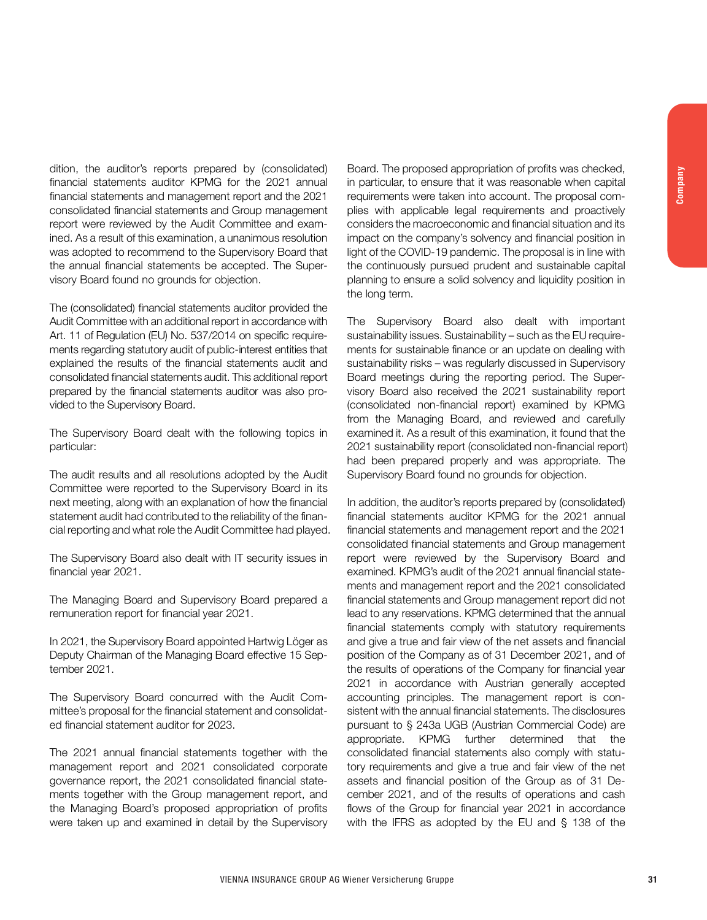dition, the auditor's reports prepared by (consolidated) financial statements auditor KPMG for the 2021 annual financial statements and management report and the 2021 consolidated financial statements and Group management report were reviewed by the Audit Committee and examined. As a result of this examination, a unanimous resolution was adopted to recommend to the Supervisory Board that the annual financial statements be accepted. The Supervisory Board found no grounds for objection.

The (consolidated) financial statements auditor provided the Audit Committee with an additional report in accordance with Art. 11 of Regulation (EU) No. 537/2014 on specific requirements regarding statutory audit of public-interest entities that explained the results of the financial statements audit and consolidated financial statements audit. This additional report prepared by the financial statements auditor was also provided to the Supervisory Board.

The Supervisory Board dealt with the following topics in particular:

The audit results and all resolutions adopted by the Audit Committee were reported to the Supervisory Board in its next meeting, along with an explanation of how the financial statement audit had contributed to the reliability of the financial reporting and what role the Audit Committee had played.

The Supervisory Board also dealt with IT security issues in financial year 2021.

The Managing Board and Supervisory Board prepared a remuneration report for financial year 2021.

In 2021, the Supervisory Board appointed Hartwig Löger as Deputy Chairman of the Managing Board effective 15 September 2021.

The Supervisory Board concurred with the Audit Committee's proposal for the financial statement and consolidated financial statement auditor for 2023.

The 2021 annual financial statements together with the management report and 2021 consolidated corporate governance report, the 2021 consolidated financial statements together with the Group management report, and the Managing Board's proposed appropriation of profits were taken up and examined in detail by the Supervisory Board. The proposed appropriation of profits was checked, in particular, to ensure that it was reasonable when capital requirements were taken into account. The proposal complies with applicable legal requirements and proactively considers the macroeconomic and financial situation and its impact on the company's solvency and financial position in light of the COVID-19 pandemic. The proposal is in line with the continuously pursued prudent and sustainable capital planning to ensure a solid solvency and liquidity position in the long term.

The Supervisory Board also dealt with important sustainability issues. Sustainability – such as the EU requirements for sustainable finance or an update on dealing with sustainability risks – was regularly discussed in Supervisory Board meetings during the reporting period. The Supervisory Board also received the 2021 sustainability report (consolidated non-financial report) examined by KPMG from the Managing Board, and reviewed and carefully examined it. As a result of this examination, it found that the 2021 sustainability report (consolidated non-financial report) had been prepared properly and was appropriate. The Supervisory Board found no grounds for objection.

In addition, the auditor's reports prepared by (consolidated) financial statements auditor KPMG for the 2021 annual financial statements and management report and the 2021 consolidated financial statements and Group management report were reviewed by the Supervisory Board and examined. KPMG's audit of the 2021 annual financial statements and management report and the 2021 consolidated financial statements and Group management report did not lead to any reservations. KPMG determined that the annual financial statements comply with statutory requirements and give a true and fair view of the net assets and financial position of the Company as of 31 December 2021, and of the results of operations of the Company for financial year 2021 in accordance with Austrian generally accepted accounting principles. The management report is consistent with the annual financial statements. The disclosures pursuant to § 243a UGB (Austrian Commercial Code) are appropriate. KPMG further determined that the consolidated financial statements also comply with statutory requirements and give a true and fair view of the net assets and financial position of the Group as of 31 December 2021, and of the results of operations and cash flows of the Group for financial year 2021 in accordance with the IFRS as adopted by the EU and § 138 of the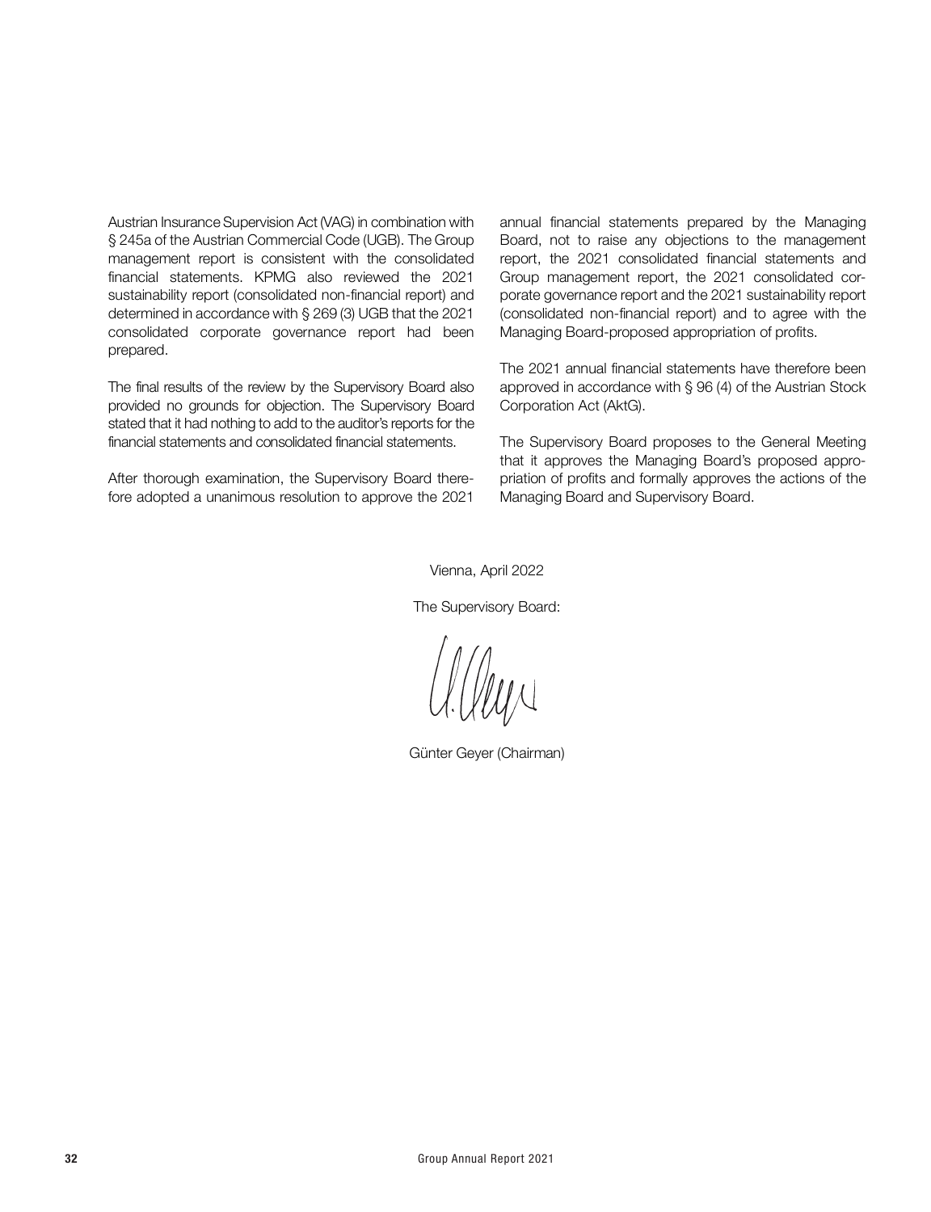Austrian Insurance Supervision Act (VAG) in combination with § 245a of the Austrian Commercial Code (UGB). The Group management report is consistent with the consolidated financial statements. KPMG also reviewed the 2021 sustainability report (consolidated non-financial report) and determined in accordance with § 269 (3) UGB that the 2021 consolidated corporate governance report had been prepared.

The final results of the review by the Supervisory Board also provided no grounds for objection. The Supervisory Board stated that it had nothing to add to the auditor's reports for the financial statements and consolidated financial statements.

After thorough examination, the Supervisory Board therefore adopted a unanimous resolution to approve the 2021 annual financial statements prepared by the Managing Board, not to raise any objections to the management report, the 2021 consolidated financial statements and Group management report, the 2021 consolidated corporate governance report and the 2021 sustainability report (consolidated non-financial report) and to agree with the Managing Board-proposed appropriation of profits.

The 2021 annual financial statements have therefore been approved in accordance with § 96 (4) of the Austrian Stock Corporation Act (AktG).

The Supervisory Board proposes to the General Meeting that it approves the Managing Board's proposed appropriation of profits and formally approves the actions of the Managing Board and Supervisory Board.

Vienna, April 2022

The Supervisory Board:

Günter Geyer (Chairman)